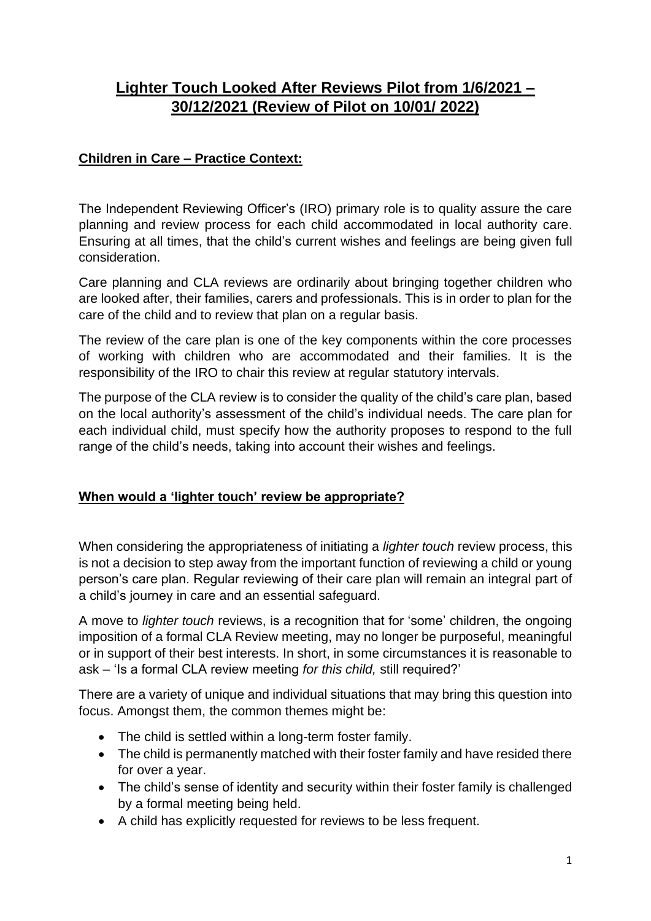# Lighter Touch Looked After Reviews Pilot from 1/6/2021 – 30/12/2021 (Review of Pilot on 10/01/ 2022)

## Children in Care – Practice Context:

The Independent Reviewing Officer's (IRO) primary role is to quality assure the care planning and review process for each child accommodated in local authority care. Ensuring at all times, that the child's current wishes and feelings are being given full consideration.

Care planning and CLA reviews are ordinarily about bringing together children who are looked after, their families, carers and professionals. This is in order to plan for the care of the child and to review that plan on a regular basis.

The review of the care plan is one of the key components within the core processes of working with children who are accommodated and their families. It is the responsibility of the IRO to chair this review at regular statutory intervals.

The purpose of the CLA review is to consider the quality of the child's care plan, based on the local authority's assessment of the child's individual needs. The care plan for each individual child, must specify how the authority proposes to respond to the full range of the child's needs, taking into account their wishes and feelings.

## When would a 'lighter touch' review be appropriate?

When considering the appropriateness of initiating a *lighter touch* review process, this is not a decision to step away from the important function of reviewing a child or young person's care plan. Regular reviewing of their care plan will remain an integral part of a child's journey in care and an essential safeguard.

A move to *lighter touch* reviews, is a recognition that for 'some' children, the ongoing imposition of a formal CLA Review meeting, may no longer be purposeful, meaningful or in support of their best interests. In short, in some circumstances it is reasonable to ask – 'Is a formal CLA review meeting *for this child,* still required?'

There are a variety of unique and individual situations that may bring this question into focus. Amongst them, the common themes might be:

- The child is settled within a long-term foster family.
- The child is permanently matched with their foster family and have resided there for over a year.
- The child's sense of identity and security within their foster family is challenged by a formal meeting being held.
- A child has explicitly requested for reviews to be less frequent.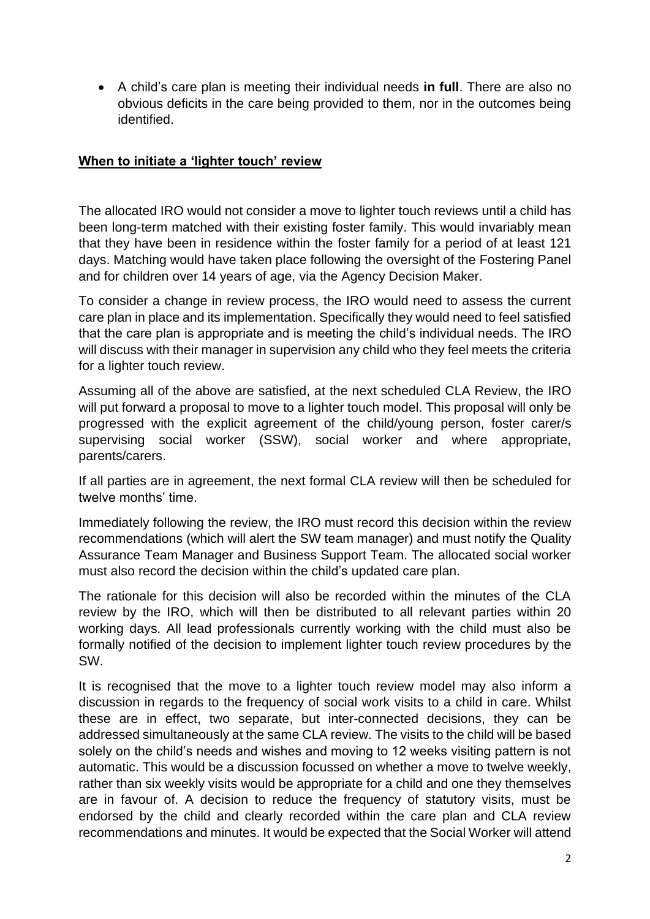- A child's care plan is meeting their individual needs **in full**. There are also no obvious deficits in the care being provided to them, nor in the outcomes being identified.

## When to initiate a 'lighter touch' review

The allocated IRO would not consider a move to lighter touch reviews until a child has been long-term matched with their existing foster family. This would invariably mean that they have been in residence within the foster family for a period of at least 121 days. Matching would have taken place following the oversight of the Fostering Panel and for children over 14 years of age, via the Agency Decision Maker.

To consider a change in review process, the IRO would need to assess the current care plan in place and its implementation. Specifically they would need to feel satisfied that the care plan is appropriate and is meeting the child's individual needs. The IRO will discuss with their manager in supervision any child who they feel meets the criteria for a lighter touch review.

Assuming all of the above are satisfied, at the next scheduled CLA Review, the IRO will put forward a proposal to move to a lighter touch model. This proposal will only be progressed with the explicit agreement of the child/young person, foster carer/s supervising social worker (SSW), social worker and where appropriate, parents/carers.

If all parties are in agreement, the next formal CLA review will then be scheduled for twelve months' time.

Immediately following the review, the IRO must record this decision within the review recommendations (which will alert the SW team manager) and must notify the Quality Assurance Team Manager and Business Support Team. The allocated social worker must also record the decision within the child's updated care plan.

The rationale for this decision will also be recorded within the minutes of the CLA review by the IRO, which will then be distributed to all relevant parties within 20 working days. All lead professionals currently working with the child must also be formally notified of the decision to implement lighter touch review procedures by the SW.

It is recognised that the move to a lighter touch review model may also inform a discussion in regards to the frequency of social work visits to a child in care. Whilst these are in effect, two separate, but inter-connected decisions, they can be addressed simultaneously at the same CLA review. The visits to the child will be based solely on the child's needs and wishes and moving to 12 weeks visiting pattern is not automatic. This would be a discussion focussed on whether a move to twelve weekly, rather than six weekly visits would be appropriate for a child and one they themselves are in favour of. A decision to reduce the frequency of statutory visits, must be endorsed by the child and clearly recorded within the care plan and CLA review recommendations and minutes. It would be expected that the Social Worker will attend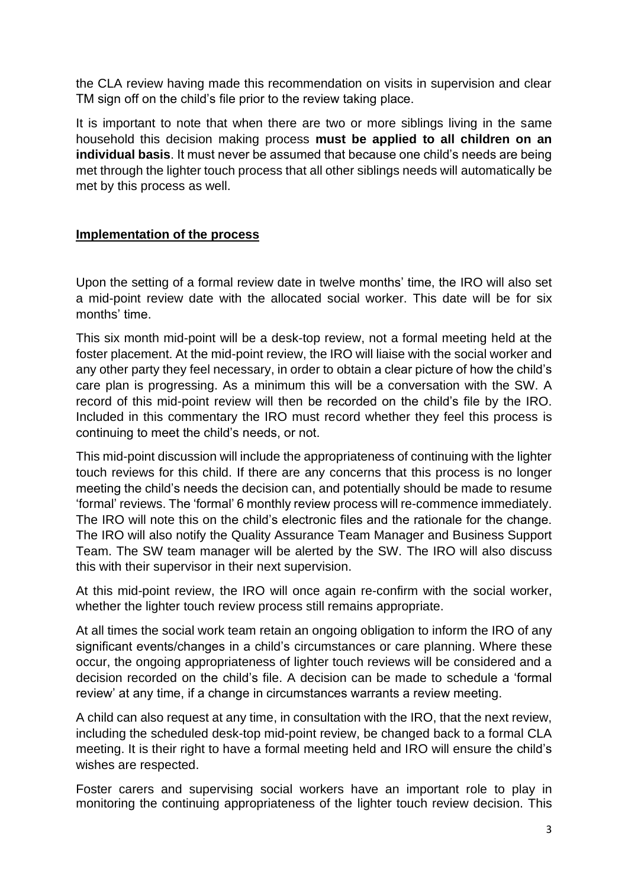the CLA review having made this recommendation on visits in supervision and clear TM sign off on the child's file prior to the review taking place.

It is important to note that when there are two or more siblings living in the same household this decision making process **must be applied to all children on an individual basis**. It must never be assumed that because one child's needs are being met through the lighter touch process that all other siblings needs will automatically be met by this process as well.

## Implementation of the process

Upon the setting of a formal review date in twelve months' time, the IRO will also set a mid-point review date with the allocated social worker. This date will be for six months' time.

This six month mid-point will be a desk-top review, not a formal meeting held at the foster placement. At the mid-point review, the IRO will liaise with the social worker and any other party they feel necessary, in order to obtain a clear picture of how the child's care plan is progressing. As a minimum this will be a conversation with the SW. A record of this mid-point review will then be recorded on the child's file by the IRO. Included in this commentary the IRO must record whether they feel this process is continuing to meet the child's needs, or not.

This mid-point discussion will include the appropriateness of continuing with the lighter touch reviews for this child. If there are any concerns that this process is no longer meeting the child's needs the decision can, and potentially should be made to resume 'formal' reviews. The 'formal' 6 monthly review process will re-commence immediately. The IRO will note this on the child's electronic files and the rationale for the change. The IRO will also notify the Quality Assurance Team Manager and Business Support Team. The SW team manager will be alerted by the SW. The IRO will also discuss this with their supervisor in their next supervision.

At this mid-point review, the IRO will once again re-confirm with the social worker, whether the lighter touch review process still remains appropriate.

At all times the social work team retain an ongoing obligation to inform the IRO of any significant events/changes in a child's circumstances or care planning. Where these occur, the ongoing appropriateness of lighter touch reviews will be considered and a decision recorded on the child's file. A decision can be made to schedule a 'formal review' at any time, if a change in circumstances warrants a review meeting.

A child can also request at any time, in consultation with the IRO, that the next review, including the scheduled desk-top mid-point review, be changed back to a formal CLA meeting. It is their right to have a formal meeting held and IRO will ensure the child's wishes are respected.

Foster carers and supervising social workers have an important role to play in monitoring the continuing appropriateness of the lighter touch review decision. This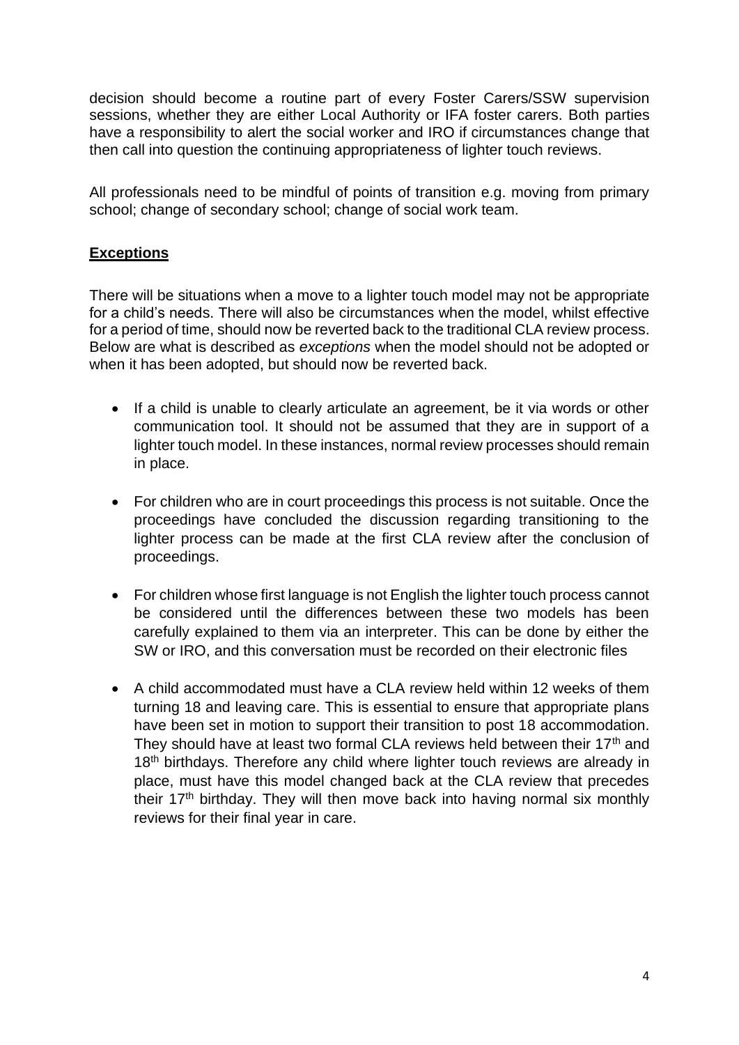decision should become a routine part of every Foster Carers/SSW supervision sessions, whether they are either Local Authority or IFA foster carers. Both parties have a responsibility to alert the social worker and IRO if circumstances change that then call into question the continuing appropriateness of lighter touch reviews.

All professionals need to be mindful of points of transition e.g. moving from primary school; change of secondary school; change of social work team.

## **Exceptions**

There will be situations when a move to a lighter touch model may not be appropriate for a child's needs. There will also be circumstances when the model, whilst effective for a period of time, should now be reverted back to the traditional CLA review process. Below are what is described as *exceptions* when the model should not be adopted or when it has been adopted, but should now be reverted back.

- If a child is unable to clearly articulate an agreement, be it via words or other communication tool. It should not be assumed that they are in support of a lighter touch model. In these instances, normal review processes should remain in place.

- For children who are in court proceedings this process is not suitable. Once the proceedings have concluded the discussion regarding transitioning to the lighter process can be made at the first CLA review after the conclusion of proceedings.

- For children whose first language is not English the lighter touch process cannot be considered until the differences between these two models has been carefully explained to them via an interpreter. This can be done by either the SW or IRO, and this conversation must be recorded on their electronic files

- A child accommodated must have a CLA review held within 12 weeks of them turning 18 and leaving care. This is essential to ensure that appropriate plans have been set in motion to support their transition to post 18 accommodation. They should have at least two formal CLA reviews held between their 17th and 18th birthdays. Therefore any child where lighter touch reviews are already in place, must have this model changed back at the CLA review that precedes their 17th birthday. They will then move back into having normal six monthly reviews for their final year in care.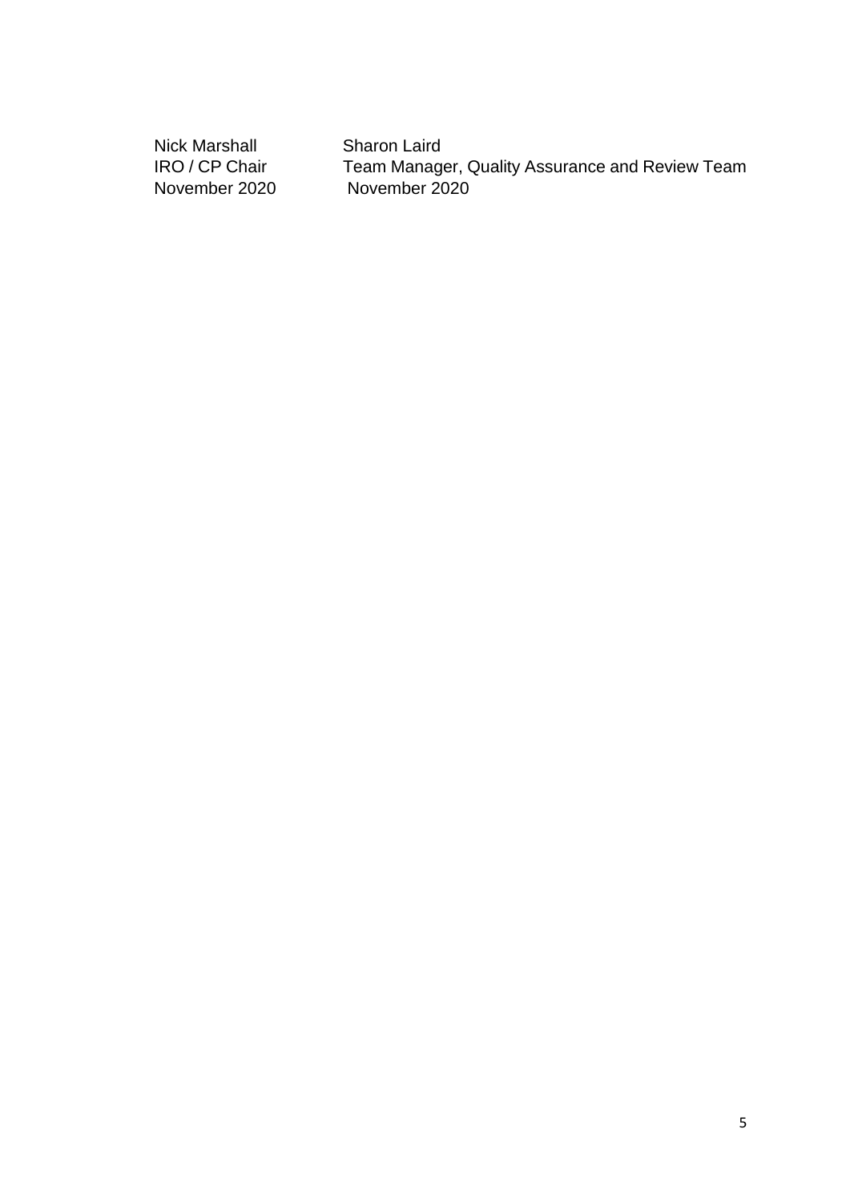| | |
|---|---|
| Nick Marshall | Sharon Laird |
| IRO / CP Chair | Team Manager, Quality Assurance and Review Team |
| November 2020 | November 2020 |